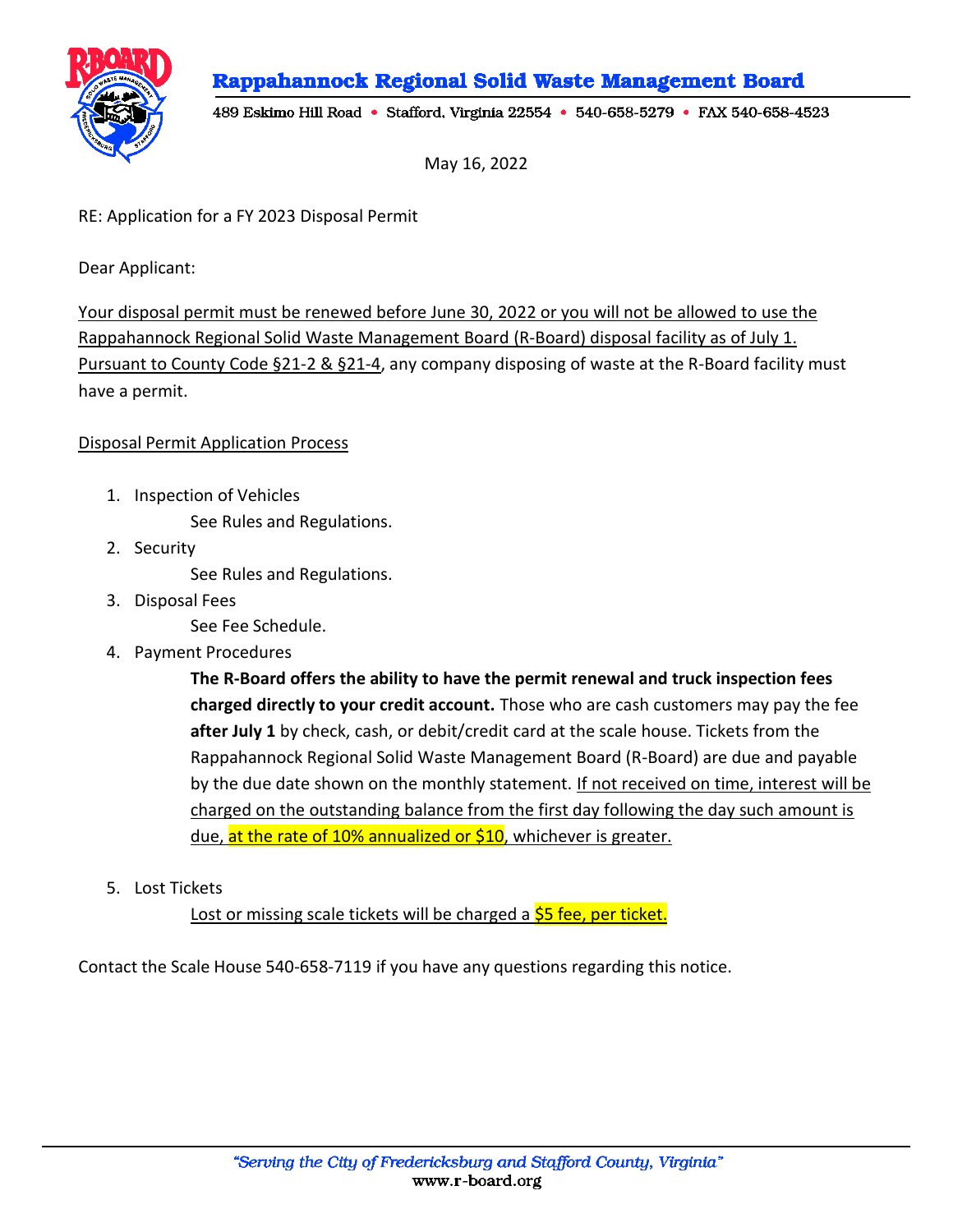# Rappahannock Regional Solid Waste Management Board

489 Eskimo Hill Road • Stafford, Virginia 22554 • 540-658-5279 • FAX 540-658-4523

May 16, 2022

RE: Application for a FY 2023 Disposal Permit

Dear Applicant:

Your disposal permit must be renewed before June 30, 2022 or you will not be allowed to use the Rappahannock Regional Solid Waste Management Board (R-Board) disposal facility as of July 1. Pursuant to County Code §21-2 & §21-4, any company disposing of waste at the R-Board facility must have a permit.

Disposal Permit Application Process

1. Inspection of Vehicles

   See Rules and Regulations.

2. Security

   See Rules and Regulations.

3. Disposal Fees

   See Fee Schedule.

4. Payment Procedures

   **The R-Board offers the ability to have the permit renewal and truck inspection fees charged directly to your credit account.** Those who are cash customers may pay the fee **after July 1** by check, cash, or debit/credit card at the scale house. Tickets from the Rappahannock Regional Solid Waste Management Board (R-Board) are due and payable by the due date shown on the monthly statement. If not received on time, interest will be charged on the outstanding balance from the first day following the day such amount is due, at the rate of 10% annualized or $10, whichever is greater.

5. Lost Tickets

   Lost or missing scale tickets will be charged a $5 fee, per ticket.

Contact the Scale House 540-658-7119 if you have any questions regarding this notice.

*"Serving the City of Fredericksburg and Stafford County, Virginia"*
www.r-board.org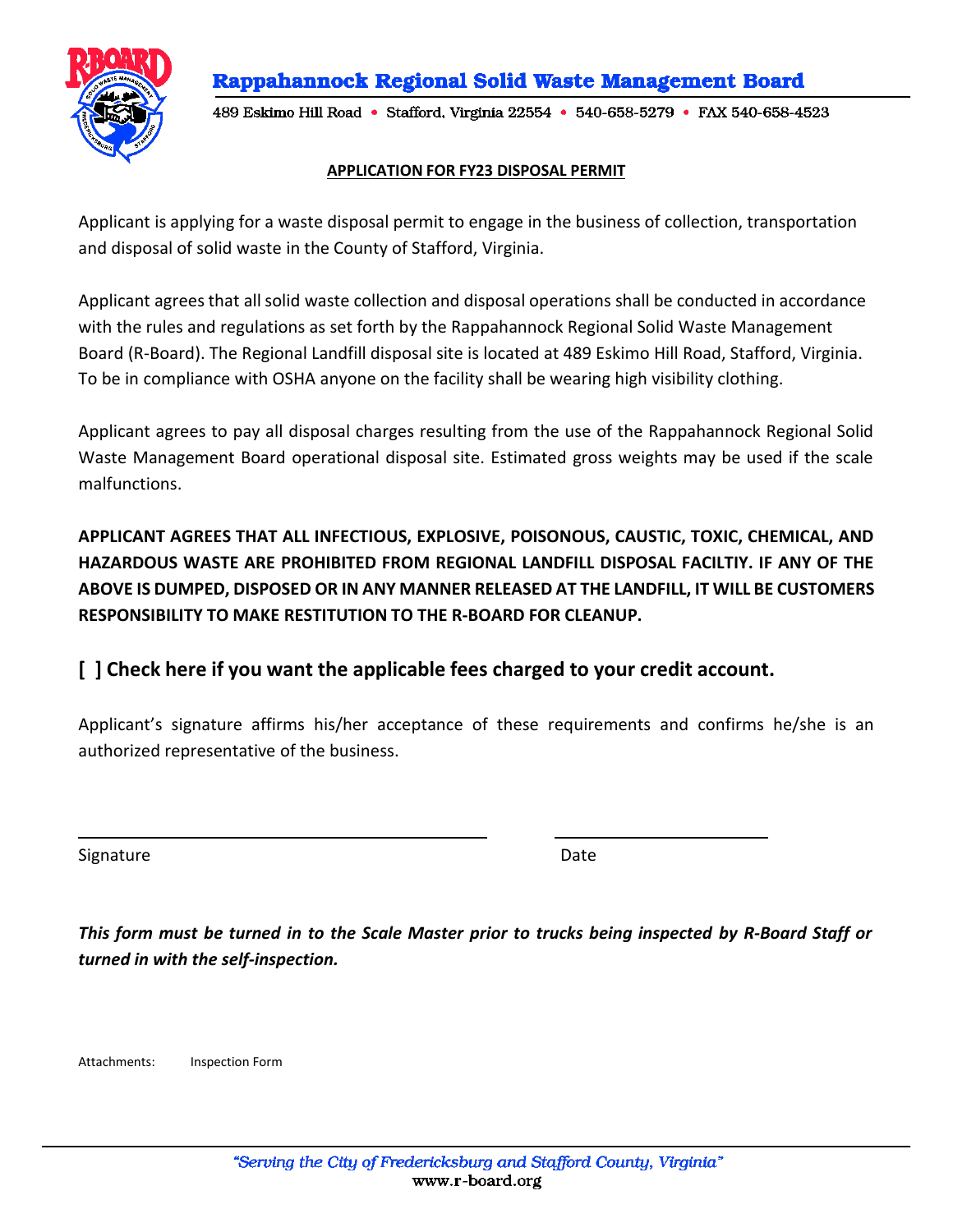# Rappahannock Regional Solid Waste Management Board

489 Eskimo Hill Road • Stafford, Virginia 22554 • 540-658-5279 • FAX 540-658-4523

**APPLICATION FOR FY23 DISPOSAL PERMIT**

Applicant is applying for a waste disposal permit to engage in the business of collection, transportation and disposal of solid waste in the County of Stafford, Virginia.

Applicant agrees that all solid waste collection and disposal operations shall be conducted in accordance with the rules and regulations as set forth by the Rappahannock Regional Solid Waste Management Board (R-Board). The Regional Landfill disposal site is located at 489 Eskimo Hill Road, Stafford, Virginia. To be in compliance with OSHA anyone on the facility shall be wearing high visibility clothing.

Applicant agrees to pay all disposal charges resulting from the use of the Rappahannock Regional Solid Waste Management Board operational disposal site. Estimated gross weights may be used if the scale malfunctions.

**APPLICANT AGREES THAT ALL INFECTIOUS, EXPLOSIVE, POISONOUS, CAUSTIC, TOXIC, CHEMICAL, AND HAZARDOUS WASTE ARE PROHIBITED FROM REGIONAL LANDFILL DISPOSAL FACILTIY. IF ANY OF THE ABOVE IS DUMPED, DISPOSED OR IN ANY MANNER RELEASED AT THE LANDFILL, IT WILL BE CUSTOMERS RESPONSIBILITY TO MAKE RESTITUTION TO THE R-BOARD FOR CLEANUP.**

**[ ] Check here if you want the applicable fees charged to your credit account.**

Applicant's signature affirms his/her acceptance of these requirements and confirms he/she is an authorized representative of the business.

\_\_\_\_\_\_\_\_\_\_\_\_\_\_\_\_\_\_\_\_\_\_\_\_\_\_\_\_\_\_\_\_\_\_\_\_\_\_ \_\_\_\_\_\_\_\_\_\_\_\_\_\_\_\_\_\_\_\_

Signature Date

***This form must be turned in to the Scale Master prior to trucks being inspected by R-Board Staff or turned in with the self-inspection.***

Attachments: Inspection Form

*"Serving the City of Fredericksburg and Stafford County, Virginia"*
www.r-board.org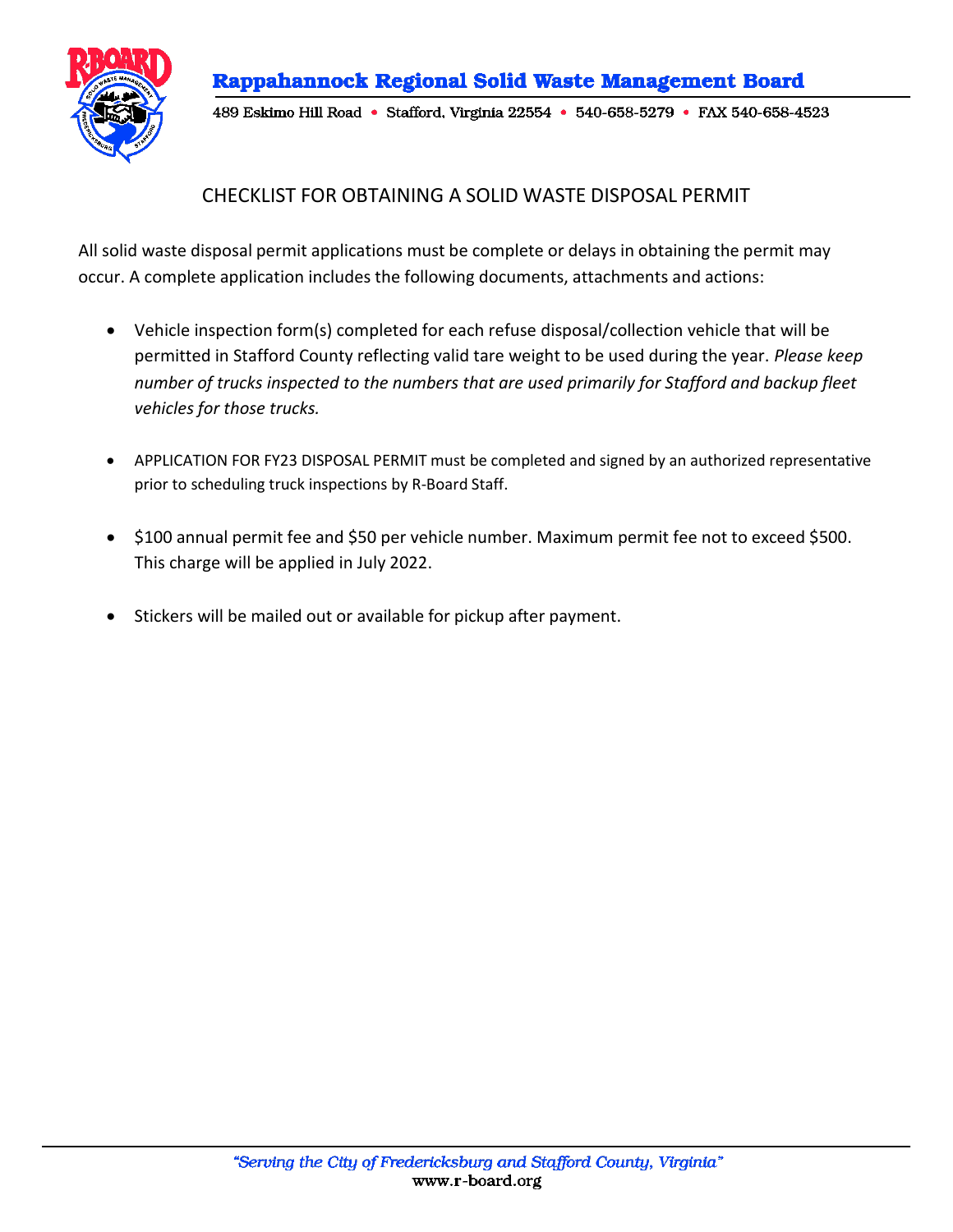# Rappahannock Regional Solid Waste Management Board

489 Eskimo Hill Road • Stafford, Virginia 22554 • 540-658-5279 • FAX 540-658-4523

## CHECKLIST FOR OBTAINING A SOLID WASTE DISPOSAL PERMIT

All solid waste disposal permit applications must be complete or delays in obtaining the permit may occur. A complete application includes the following documents, attachments and actions:

- Vehicle inspection form(s) completed for each refuse disposal/collection vehicle that will be permitted in Stafford County reflecting valid tare weight to be used during the year. *Please keep number of trucks inspected to the numbers that are used primarily for Stafford and backup fleet vehicles for those trucks.*

- APPLICATION FOR FY23 DISPOSAL PERMIT must be completed and signed by an authorized representative prior to scheduling truck inspections by R-Board Staff.

- $100 annual permit fee and $50 per vehicle number. Maximum permit fee not to exceed $500. This charge will be applied in July 2022.

- Stickers will be mailed out or available for pickup after payment.

*"Serving the City of Fredericksburg and Stafford County, Virginia"*
www.r-board.org